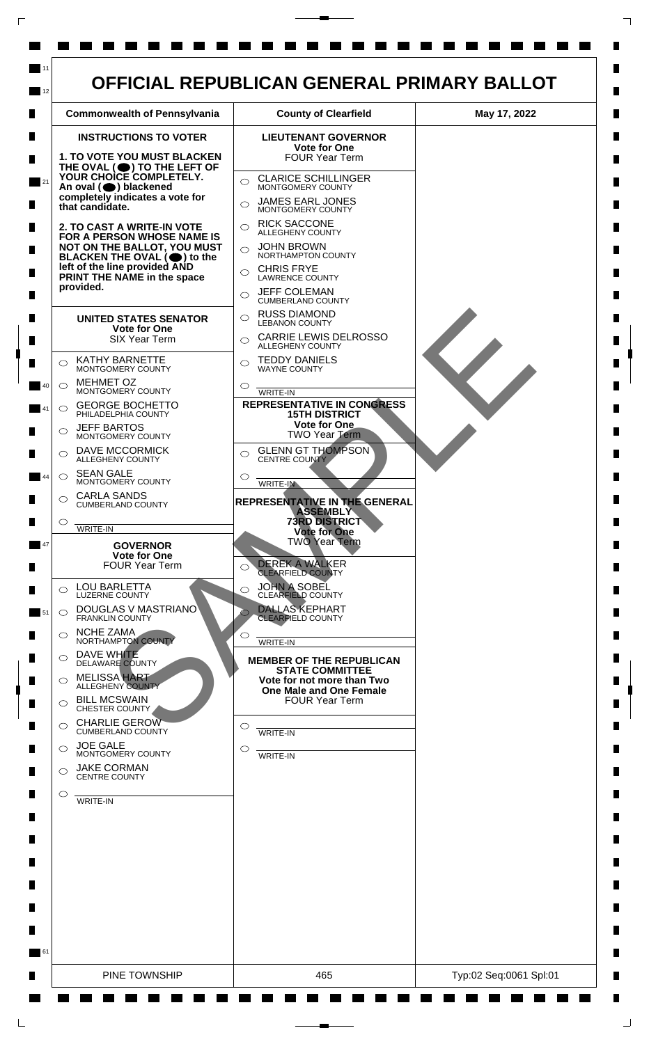# OFFICIAL REPUBLICAN GENERAL PRIMARY BALLOT

| Commonwealth of Pennsylvania | County of Clearfield | May 17, 2022 |
|---|---|---|

## INSTRUCTIONS TO VOTER

**1. TO VOTE YOU MUST BLACKEN THE OVAL (⬤) TO THE LEFT OF YOUR CHOICE COMPLETELY. An oval (⬤) blackened completely indicates a vote for that candidate.**

**2. TO CAST A WRITE-IN VOTE FOR A PERSON WHOSE NAME IS NOT ON THE BALLOT, YOU MUST BLACKEN THE OVAL (⬤) to the left of the line provided AND PRINT THE NAME in the space provided.**

### UNITED STATES SENATOR
**Vote for One**
SIX Year Term

- ○ KATHY BARNETTE — MONTGOMERY COUNTY
- ○ MEHMET OZ — MONTGOMERY COUNTY
- ○ GEORGE BOCHETTO — PHILADELPHIA COUNTY
- ○ JEFF BARTOS — MONTGOMERY COUNTY
- ○ DAVE MCCORMICK — ALLEGHENY COUNTY
- ○ SEAN GALE — MONTGOMERY COUNTY
- ○ CARLA SANDS — CUMBERLAND COUNTY
- ○ ________ WRITE-IN

### GOVERNOR
**Vote for One**
FOUR Year Term

- ○ LOU BARLETTA — LUZERNE COUNTY
- ○ DOUGLAS V MASTRIANO — FRANKLIN COUNTY
- ○ NCHE ZAMA — NORTHAMPTON COUNTY
- ○ DAVE WHITE — DELAWARE COUNTY
- ○ MELISSA HART — ALLEGHENY COUNTY
- ○ BILL MCSWAIN — CHESTER COUNTY
- ○ CHARLIE GEROW — CUMBERLAND COUNTY
- ○ JOE GALE — MONTGOMERY COUNTY
- ○ JAKE CORMAN — CENTRE COUNTY
- ○ ________ WRITE-IN

### LIEUTENANT GOVERNOR
**Vote for One**
FOUR Year Term

- ○ CLARICE SCHILLINGER — MONTGOMERY COUNTY
- ○ JAMES EARL JONES — MONTGOMERY COUNTY
- ○ RICK SACCONE — ALLEGHENY COUNTY
- ○ JOHN BROWN — NORTHAMPTON COUNTY
- ○ CHRIS FRYE — LAWRENCE COUNTY
- ○ JEFF COLEMAN — CUMBERLAND COUNTY
- ○ RUSS DIAMOND — LEBANON COUNTY
- ○ CARRIE LEWIS DELROSSO — ALLEGHENY COUNTY
- ○ TEDDY DANIELS — WAYNE COUNTY
- ○ ________ WRITE-IN

### REPRESENTATIVE IN CONGRESS 15TH DISTRICT
**Vote for One**
TWO Year Term

- ○ GLENN GT THOMPSON — CENTRE COUNTY
- ○ ________ WRITE-IN

### REPRESENTATIVE IN THE GENERAL ASSEMBLY 73RD DISTRICT
**Vote for One**
TWO Year Term

- ○ DEREK A WALKER — CLEARFIELD COUNTY
- ○ JOHN A SOBEL — CLEARFIELD COUNTY
- ○ DALLAS KEPHART — CLEARFIELD COUNTY
- ○ ________ WRITE-IN

### MEMBER OF THE REPUBLICAN STATE COMMITTEE
**Vote for not more than Two One Male and One Female**
FOUR Year Term

- ○ ________ WRITE-IN
- ○ ________ WRITE-IN

SAMPLE

| PINE TOWNSHIP | 465 | Typ:02 Seq:0061 Spl:01 |
|---|---|---|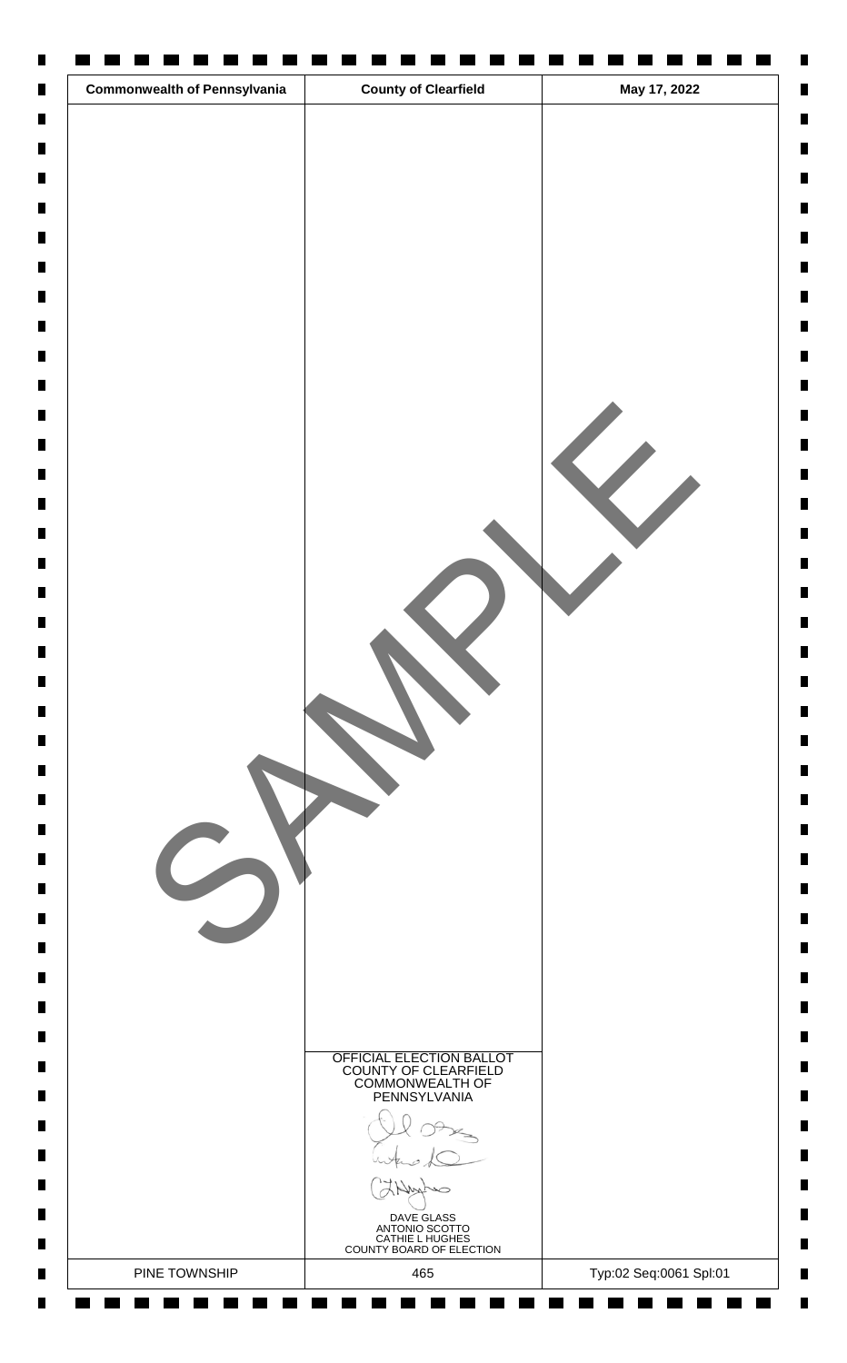| Commonwealth of Pennsylvania | County of Clearfield | May 17, 2022 |
|---|---|---|
| | OFFICIAL ELECTION BALLOT<br>COUNTY OF CLEARFIELD<br>COMMONWEALTH OF PENNSYLVANIA<br><br>DAVE GLASS<br>ANTONIO SCOTTO<br>CATHIE L HUGHES<br>COUNTY BOARD OF ELECTION | |
| PINE TOWNSHIP | 465 | Typ:02 Seq:0061 Spl:01 |

SAMPLE